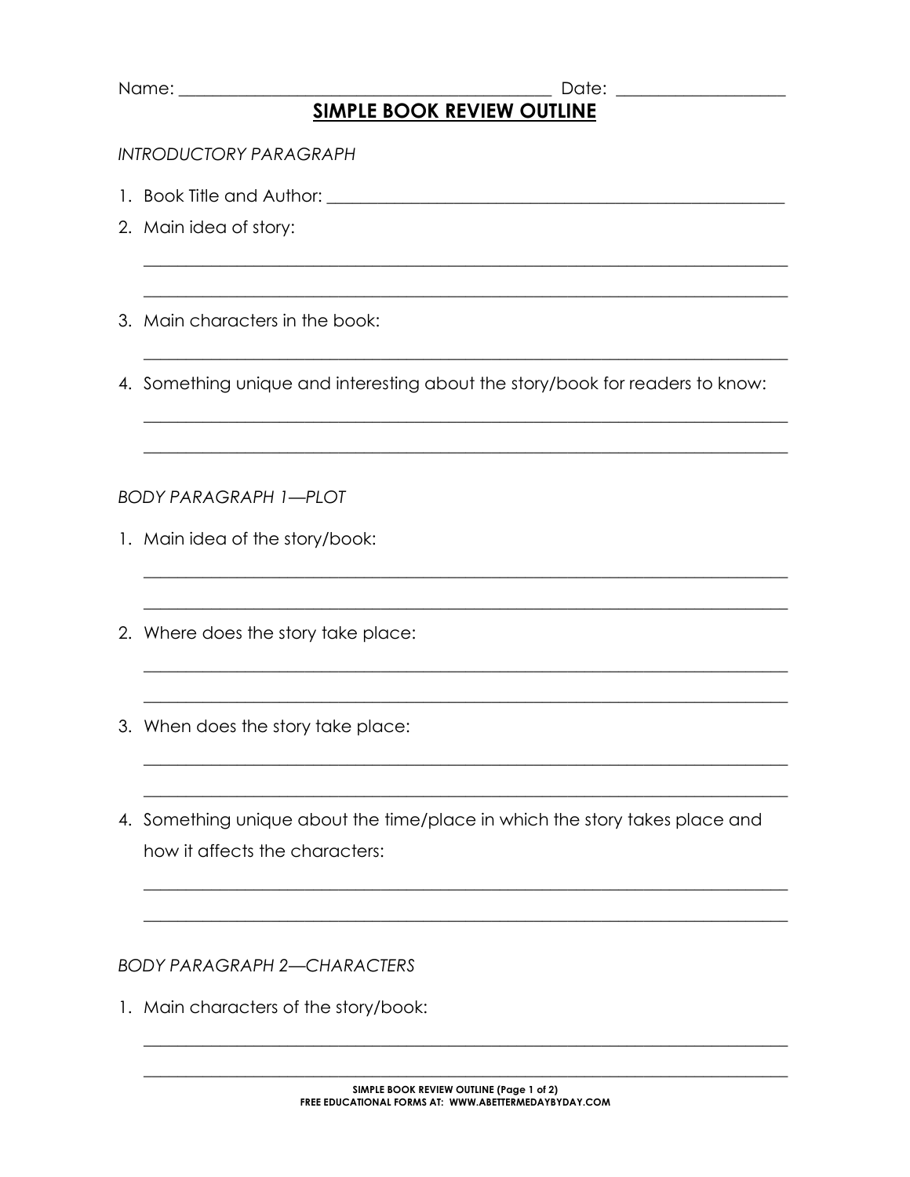Name: ______________________________________________ Date: ____________________

# SIMPLE BOOK REVIEW OUTLINE

*INTRODUCTORY PARAGRAPH*

1. Book Title and Author: ______________________________________________________
2. Main idea of story:

   ______________________________________________________________________________

   ______________________________________________________________________________

3. Main characters in the book:

   ______________________________________________________________________________

4. Something unique and interesting about the story/book for readers to know:

   ______________________________________________________________________________

   ______________________________________________________________________________

*BODY PARAGRAPH 1—PLOT*

1. Main idea of the story/book:

   ______________________________________________________________________________

   ______________________________________________________________________________

2. Where does the story take place:

   ______________________________________________________________________________

   ______________________________________________________________________________

3. When does the story take place:

   ______________________________________________________________________________

   ______________________________________________________________________________

4. Something unique about the time/place in which the story takes place and how it affects the characters:

   ______________________________________________________________________________

   ______________________________________________________________________________

*BODY PARAGRAPH 2—CHARACTERS*

1. Main characters of the story/book:

   ______________________________________________________________________________

   ______________________________________________________________________________

SIMPLE BOOK REVIEW OUTLINE (Page 1 of 2)
FREE EDUCATIONAL FORMS AT: WWW.ABETTERMEDAYBYDAY.COM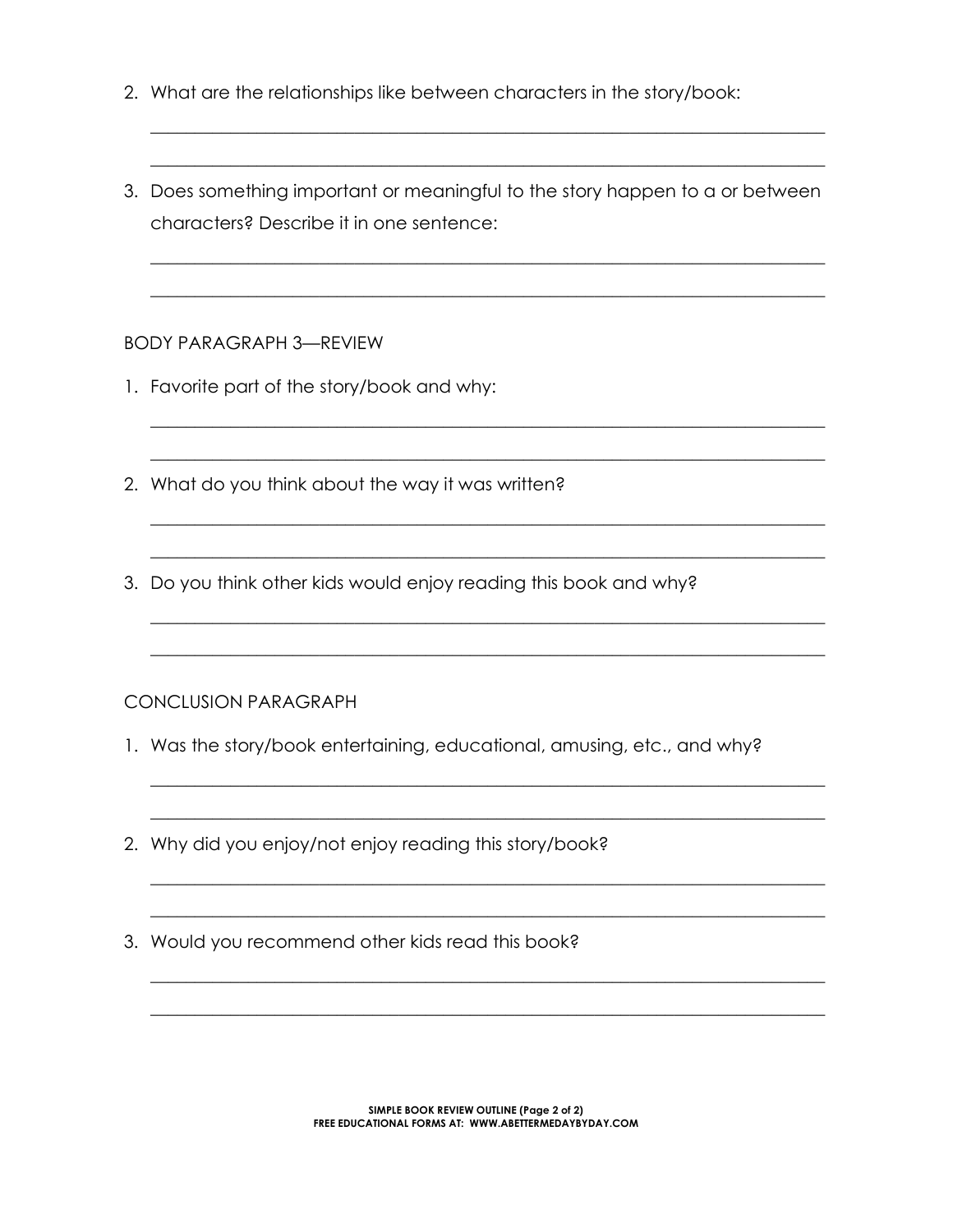2. What are the relationships like between characters in the story/book:

\_\_\_\_\_\_\_\_\_\_\_\_\_\_\_\_\_\_\_\_\_\_\_\_\_\_\_\_\_\_\_\_\_\_\_\_\_\_\_\_\_\_\_\_\_\_\_\_\_\_\_\_\_\_\_\_\_\_\_\_\_\_\_\_\_\_\_\_\_\_\_\_

\_\_\_\_\_\_\_\_\_\_\_\_\_\_\_\_\_\_\_\_\_\_\_\_\_\_\_\_\_\_\_\_\_\_\_\_\_\_\_\_\_\_\_\_\_\_\_\_\_\_\_\_\_\_\_\_\_\_\_\_\_\_\_\_\_\_\_\_\_\_\_\_

3. Does something important or meaningful to the story happen to a or between characters? Describe it in one sentence:

\_\_\_\_\_\_\_\_\_\_\_\_\_\_\_\_\_\_\_\_\_\_\_\_\_\_\_\_\_\_\_\_\_\_\_\_\_\_\_\_\_\_\_\_\_\_\_\_\_\_\_\_\_\_\_\_\_\_\_\_\_\_\_\_\_\_\_\_\_\_\_\_

\_\_\_\_\_\_\_\_\_\_\_\_\_\_\_\_\_\_\_\_\_\_\_\_\_\_\_\_\_\_\_\_\_\_\_\_\_\_\_\_\_\_\_\_\_\_\_\_\_\_\_\_\_\_\_\_\_\_\_\_\_\_\_\_\_\_\_\_\_\_\_\_

## BODY PARAGRAPH 3—REVIEW

1. Favorite part of the story/book and why:

\_\_\_\_\_\_\_\_\_\_\_\_\_\_\_\_\_\_\_\_\_\_\_\_\_\_\_\_\_\_\_\_\_\_\_\_\_\_\_\_\_\_\_\_\_\_\_\_\_\_\_\_\_\_\_\_\_\_\_\_\_\_\_\_\_\_\_\_\_\_\_\_

\_\_\_\_\_\_\_\_\_\_\_\_\_\_\_\_\_\_\_\_\_\_\_\_\_\_\_\_\_\_\_\_\_\_\_\_\_\_\_\_\_\_\_\_\_\_\_\_\_\_\_\_\_\_\_\_\_\_\_\_\_\_\_\_\_\_\_\_\_\_\_\_

2. What do you think about the way it was written?

\_\_\_\_\_\_\_\_\_\_\_\_\_\_\_\_\_\_\_\_\_\_\_\_\_\_\_\_\_\_\_\_\_\_\_\_\_\_\_\_\_\_\_\_\_\_\_\_\_\_\_\_\_\_\_\_\_\_\_\_\_\_\_\_\_\_\_\_\_\_\_\_

\_\_\_\_\_\_\_\_\_\_\_\_\_\_\_\_\_\_\_\_\_\_\_\_\_\_\_\_\_\_\_\_\_\_\_\_\_\_\_\_\_\_\_\_\_\_\_\_\_\_\_\_\_\_\_\_\_\_\_\_\_\_\_\_\_\_\_\_\_\_\_\_

3. Do you think other kids would enjoy reading this book and why?

\_\_\_\_\_\_\_\_\_\_\_\_\_\_\_\_\_\_\_\_\_\_\_\_\_\_\_\_\_\_\_\_\_\_\_\_\_\_\_\_\_\_\_\_\_\_\_\_\_\_\_\_\_\_\_\_\_\_\_\_\_\_\_\_\_\_\_\_\_\_\_\_

\_\_\_\_\_\_\_\_\_\_\_\_\_\_\_\_\_\_\_\_\_\_\_\_\_\_\_\_\_\_\_\_\_\_\_\_\_\_\_\_\_\_\_\_\_\_\_\_\_\_\_\_\_\_\_\_\_\_\_\_\_\_\_\_\_\_\_\_\_\_\_\_

## CONCLUSION PARAGRAPH

1. Was the story/book entertaining, educational, amusing, etc., and why?

\_\_\_\_\_\_\_\_\_\_\_\_\_\_\_\_\_\_\_\_\_\_\_\_\_\_\_\_\_\_\_\_\_\_\_\_\_\_\_\_\_\_\_\_\_\_\_\_\_\_\_\_\_\_\_\_\_\_\_\_\_\_\_\_\_\_\_\_\_\_\_\_

\_\_\_\_\_\_\_\_\_\_\_\_\_\_\_\_\_\_\_\_\_\_\_\_\_\_\_\_\_\_\_\_\_\_\_\_\_\_\_\_\_\_\_\_\_\_\_\_\_\_\_\_\_\_\_\_\_\_\_\_\_\_\_\_\_\_\_\_\_\_\_\_

2. Why did you enjoy/not enjoy reading this story/book?

\_\_\_\_\_\_\_\_\_\_\_\_\_\_\_\_\_\_\_\_\_\_\_\_\_\_\_\_\_\_\_\_\_\_\_\_\_\_\_\_\_\_\_\_\_\_\_\_\_\_\_\_\_\_\_\_\_\_\_\_\_\_\_\_\_\_\_\_\_\_\_\_

\_\_\_\_\_\_\_\_\_\_\_\_\_\_\_\_\_\_\_\_\_\_\_\_\_\_\_\_\_\_\_\_\_\_\_\_\_\_\_\_\_\_\_\_\_\_\_\_\_\_\_\_\_\_\_\_\_\_\_\_\_\_\_\_\_\_\_\_\_\_\_\_

3. Would you recommend other kids read this book?

\_\_\_\_\_\_\_\_\_\_\_\_\_\_\_\_\_\_\_\_\_\_\_\_\_\_\_\_\_\_\_\_\_\_\_\_\_\_\_\_\_\_\_\_\_\_\_\_\_\_\_\_\_\_\_\_\_\_\_\_\_\_\_\_\_\_\_\_\_\_\_\_

\_\_\_\_\_\_\_\_\_\_\_\_\_\_\_\_\_\_\_\_\_\_\_\_\_\_\_\_\_\_\_\_\_\_\_\_\_\_\_\_\_\_\_\_\_\_\_\_\_\_\_\_\_\_\_\_\_\_\_\_\_\_\_\_\_\_\_\_\_\_\_\_